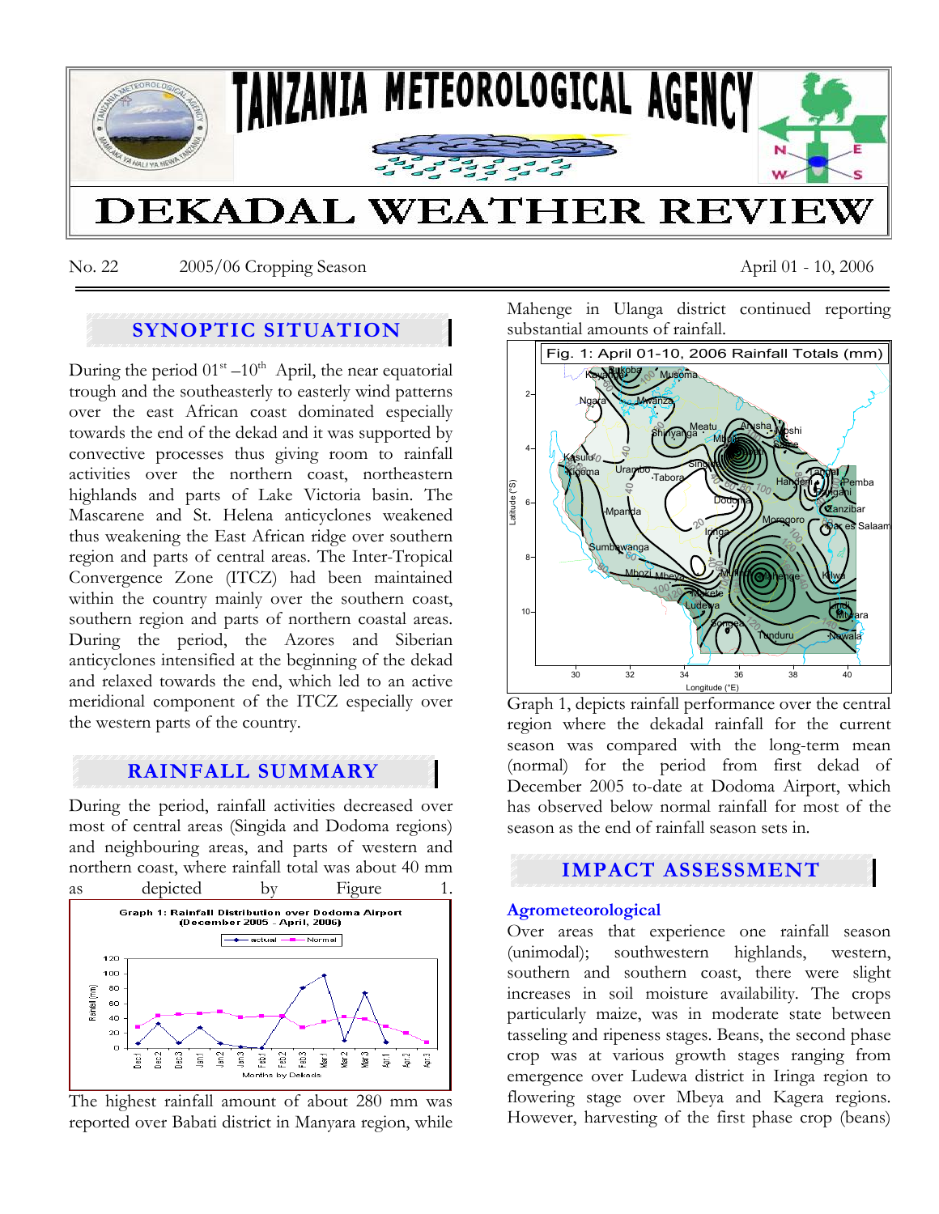# TANZANIA METEOROLOGICAL AGENCY

# DEKADAL WEATHER REVIEW

No. 22 2005/06 Cropping Season April 01 - 10, 2006

## SYNOPTIC SITUATION

During the period 01st –10th April, the near equatorial trough and the southeasterly to easterly wind patterns over the east African coast dominated especially towards the end of the dekad and it was supported by convective processes thus giving room to rainfall activities over the northern coast, northeastern highlands and parts of Lake Victoria basin. The Mascarene and St. Helena anticyclones weakened thus weakening the East African ridge over southern region and parts of central areas. The Inter-Tropical Convergence Zone (ITCZ) had been maintained within the country mainly over the southern coast, southern region and parts of northern coastal areas. During the period, the Azores and Siberian anticyclones intensified at the beginning of the dekad and relaxed towards the end, which led to an active meridional component of the ITCZ especially over the western parts of the country.

## RAINFALL SUMMARY

During the period, rainfall activities decreased over most of central areas (Singida and Dodoma regions) and neighbouring areas, and parts of western and northern coast, where rainfall total was about 40 mm as depicted by Figure 1.

Graph 1: Rainfall Distribution over Dodoma Airport (December 2005 - April, 2006)

The highest rainfall amount of about 280 mm was reported over Babati district in Manyara region, while Mahenge in Ulanga district continued reporting substantial amounts of rainfall.

Fig. 1: April 01-10, 2006 Rainfall Totals (mm)

Graph 1, depicts rainfall performance over the central region where the dekadal rainfall for the current season was compared with the long-term mean (normal) for the period from first dekad of December 2005 to-date at Dodoma Airport, which has observed below normal rainfall for most of the season as the end of rainfall season sets in.

## IMPACT ASSESSMENT

### Agrometeorological

Over areas that experience one rainfall season (unimodal); southwestern highlands, western, southern and southern coast, there were slight increases in soil moisture availability. The crops particularly maize, was in moderate state between tasseling and ripeness stages. Beans, the second phase crop was at various growth stages ranging from emergence over Ludewa district in Iringa region to flowering stage over Mbeya and Kagera regions. However, harvesting of the first phase crop (beans)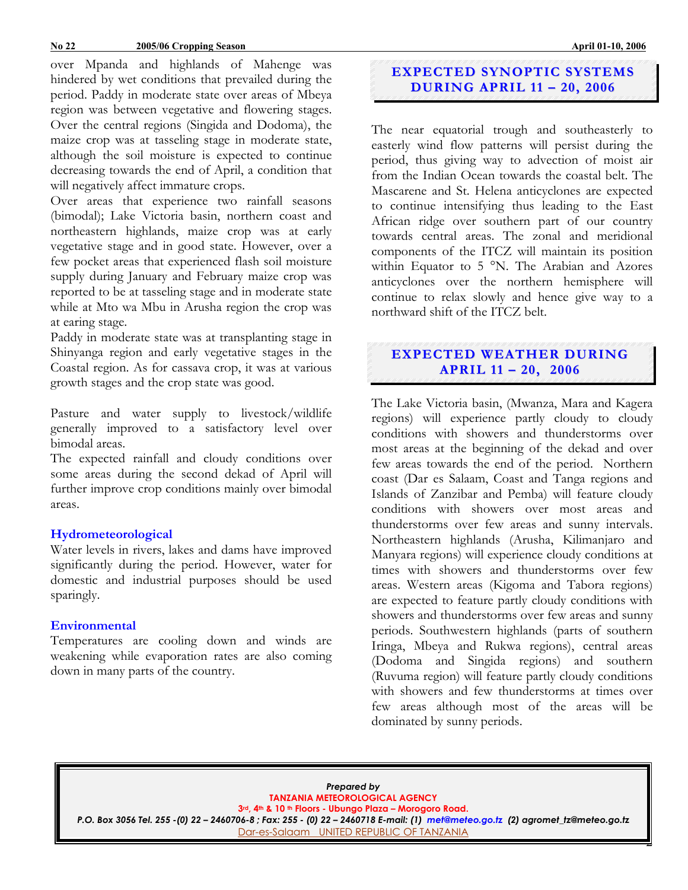over Mpanda and highlands of Mahenge was hindered by wet conditions that prevailed during the period. Paddy in moderate state over areas of Mbeya region was between vegetative and flowering stages. Over the central regions (Singida and Dodoma), the maize crop was at tasseling stage in moderate state, although the soil moisture is expected to continue decreasing towards the end of April, a condition that will negatively affect immature crops.

Over areas that experience two rainfall seasons (bimodal); Lake Victoria basin, northern coast and northeastern highlands, maize crop was at early vegetative stage and in good state. However, over a few pocket areas that experienced flash soil moisture supply during January and February maize crop was reported to be at tasseling stage and in moderate state while at Mto wa Mbu in Arusha region the crop was at earing stage.

Paddy in moderate state was at transplanting stage in Shinyanga region and early vegetative stages in the Coastal region. As for cassava crop, it was at various growth stages and the crop state was good.

Pasture and water supply to livestock/wildlife generally improved to a satisfactory level over bimodal areas.

The expected rainfall and cloudy conditions over some areas during the second dekad of April will further improve crop conditions mainly over bimodal areas.

### Hydrometeorological

Water levels in rivers, lakes and dams have improved significantly during the period. However, water for domestic and industrial purposes should be used sparingly.

### Environmental

Temperatures are cooling down and winds are weakening while evaporation rates are also coming down in many parts of the country.

## EXPECTED SYNOPTIC SYSTEMS DURING APRIL 11 – 20, 2006

The near equatorial trough and southeasterly to easterly wind flow patterns will persist during the period, thus giving way to advection of moist air from the Indian Ocean towards the coastal belt. The Mascarene and St. Helena anticyclones are expected to continue intensifying thus leading to the East African ridge over southern part of our country towards central areas. The zonal and meridional components of the ITCZ will maintain its position within Equator to 5 °N. The Arabian and Azores anticyclones over the northern hemisphere will continue to relax slowly and hence give way to a northward shift of the ITCZ belt.

## EXPECTED WEATHER DURING APRIL 11 – 20, 2006

The Lake Victoria basin, (Mwanza, Mara and Kagera regions) will experience partly cloudy to cloudy conditions with showers and thunderstorms over most areas at the beginning of the dekad and over few areas towards the end of the period. Northern coast (Dar es Salaam, Coast and Tanga regions and Islands of Zanzibar and Pemba) will feature cloudy conditions with showers over most areas and thunderstorms over few areas and sunny intervals. Northeastern highlands (Arusha, Kilimanjaro and Manyara regions) will experience cloudy conditions at times with showers and thunderstorms over few areas. Western areas (Kigoma and Tabora regions) are expected to feature partly cloudy conditions with showers and thunderstorms over few areas and sunny periods. Southwestern highlands (parts of southern Iringa, Mbeya and Rukwa regions), central areas (Dodoma and Singida regions) and southern (Ruvuma region) will feature partly cloudy conditions with showers and few thunderstorms at times over few areas although most of the areas will be dominated by sunny periods.

*Prepared by*
**TANZANIA METEOROLOGICAL AGENCY**
**3rd, 4th & 10th Floors - Ubungo Plaza – Morogoro Road.**
*P.O. Box 3056 Tel. 255 -(0) 22 – 2460706-8 ; Fax: 255 - (0) 22 – 2460718 E-mail: (1) met@meteo.go.tz (2) agromet_tz@meteo.go.tz*
Dar-es-Salaam UNITED REPUBLIC OF TANZANIA